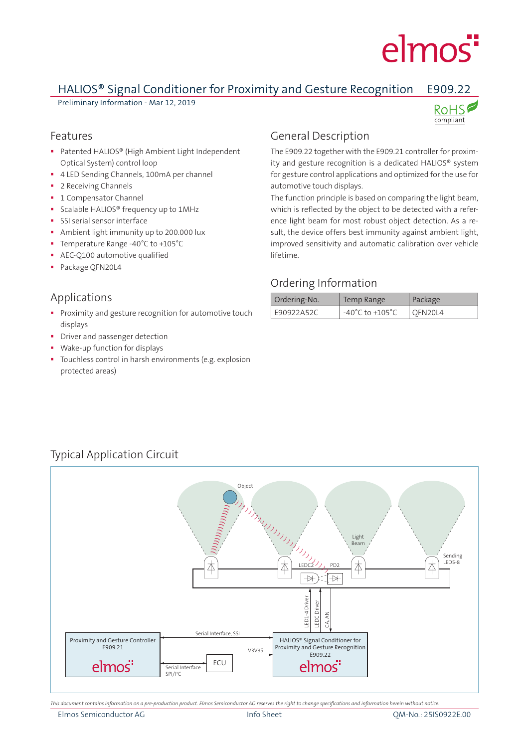# HALIOS® Signal Conditioner for Proximity and Gesture Recognition E909.22

Preliminary Information - Mar 12, 2019

RoHS compliant

## Features

- Patented HALIOS® (High Ambient Light Independent Optical System) control loop
- 4 LED Sending Channels, 100mA per channel
- 2 Receiving Channels
- 1 Compensator Channel
- Scalable HALIOS® frequency up to 1MHz
- SSI serial sensor interface
- Ambient light immunity up to 200.000 lux
- Temperature Range -40°C to +105°C
- AEC-Q100 automotive qualified
- Package QFN20L4

## Applications

- Proximity and gesture recognition for automotive touch displays
- Driver and passenger detection
- Wake-up function for displays
- Touchless control in harsh environments (e.g. explosion protected areas)

## General Description

The E909.22 together with the E909.21 controller for proximity and gesture recognition is a dedicated HALIOS® system for gesture control applications and optimized for the use for automotive touch displays.

The function principle is based on comparing the light beam, which is reflected by the object to be detected with a reference light beam for most robust object detection. As a result, the device offers best immunity against ambient light, improved sensitivity and automatic calibration over vehicle lifetime.

## Ordering Information

| Ordering-No. | Temp Range | Package |
|---|---|---|
| E90922A52C | -40°C to +105°C | QFN20L4 |

## Typical Application Circuit

*This document contains information on a pre-production product. Elmos Semiconductor AG reserves the right to change specifications and information herein without notice.*

Elmos Semiconductor AG — Info Sheet — QM-No.: 25IS0922E.00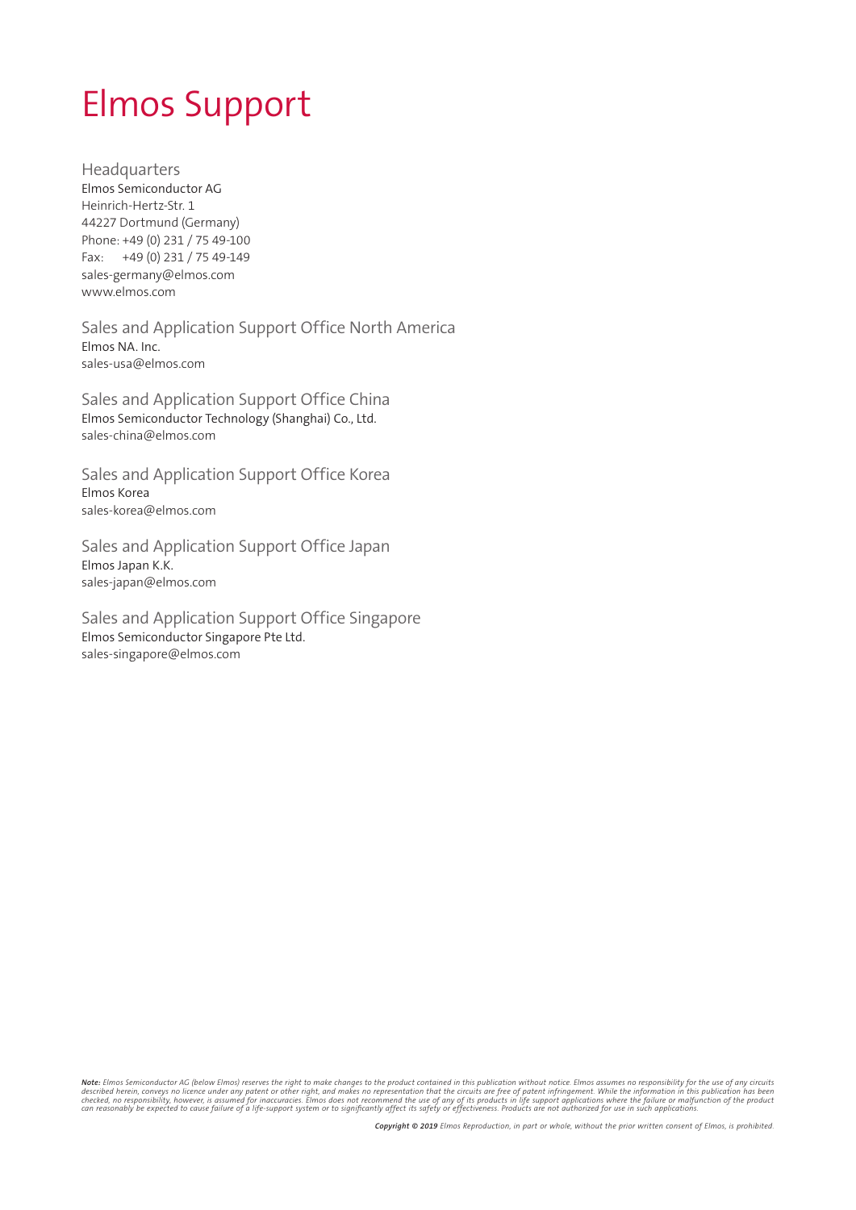# Elmos Support

## Headquarters

Elmos Semiconductor AG
Heinrich-Hertz-Str. 1
44227 Dortmund (Germany)
Phone: +49 (0) 231 / 75 49-100
Fax: +49 (0) 231 / 75 49-149
sales-germany@elmos.com
www.elmos.com

## Sales and Application Support Office North America

Elmos NA. Inc.
sales-usa@elmos.com

## Sales and Application Support Office China

Elmos Semiconductor Technology (Shanghai) Co., Ltd.
sales-china@elmos.com

## Sales and Application Support Office Korea

Elmos Korea
sales-korea@elmos.com

## Sales and Application Support Office Japan

Elmos Japan K.K.
sales-japan@elmos.com

## Sales and Application Support Office Singapore

Elmos Semiconductor Singapore Pte Ltd.
sales-singapore@elmos.com

***Note:*** *Elmos Semiconductor AG (below Elmos) reserves the right to make changes to the product contained in this publication without notice. Elmos assumes no responsibility for the use of any circuits described herein, conveys no licence under any patent or other right, and makes no representation that the circuits are free of patent infringement. While the information in this publication has been checked, no responsibility, however, is assumed for inaccuracies. Elmos does not recommend the use of any of its products in life support applications where the failure or malfunction of the product can reasonably be expected to cause failure of a life-support system or to significantly affect its safety or effectiveness. Products are not authorized for use in such applications.*

***Copyright © 2019*** *Elmos Reproduction, in part or whole, without the prior written consent of Elmos, is prohibited.*